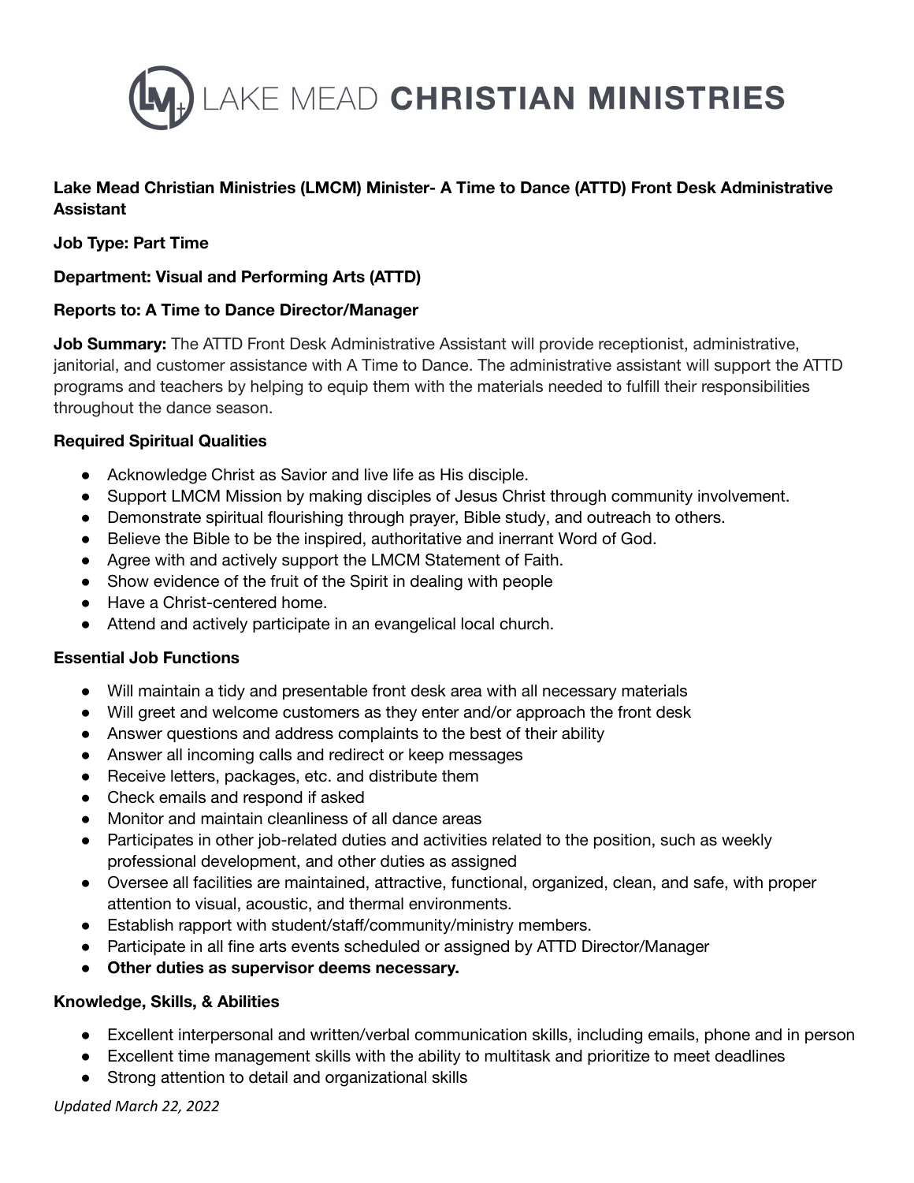# LAKE MEAD CHRISTIAN MINISTRIES

**Lake Mead Christian Ministries (LMCM) Minister- A Time to Dance (ATTD) Front Desk Administrative Assistant**

**Job Type: Part Time**

**Department: Visual and Performing Arts (ATTD)**

**Reports to: A Time to Dance Director/Manager**

**Job Summary:** The ATTD Front Desk Administrative Assistant will provide receptionist, administrative, janitorial, and customer assistance with A Time to Dance. The administrative assistant will support the ATTD programs and teachers by helping to equip them with the materials needed to fulfill their responsibilities throughout the dance season.

**Required Spiritual Qualities**

- Acknowledge Christ as Savior and live life as His disciple.
- Support LMCM Mission by making disciples of Jesus Christ through community involvement.
- Demonstrate spiritual flourishing through prayer, Bible study, and outreach to others.
- Believe the Bible to be the inspired, authoritative and inerrant Word of God.
- Agree with and actively support the LMCM Statement of Faith.
- Show evidence of the fruit of the Spirit in dealing with people
- Have a Christ-centered home.
- Attend and actively participate in an evangelical local church.

**Essential Job Functions**

- Will maintain a tidy and presentable front desk area with all necessary materials
- Will greet and welcome customers as they enter and/or approach the front desk
- Answer questions and address complaints to the best of their ability
- Answer all incoming calls and redirect or keep messages
- Receive letters, packages, etc. and distribute them
- Check emails and respond if asked
- Monitor and maintain cleanliness of all dance areas
- Participates in other job-related duties and activities related to the position, such as weekly professional development, and other duties as assigned
- Oversee all facilities are maintained, attractive, functional, organized, clean, and safe, with proper attention to visual, acoustic, and thermal environments.
- Establish rapport with student/staff/community/ministry members.
- Participate in all fine arts events scheduled or assigned by ATTD Director/Manager
- **Other duties as supervisor deems necessary.**

**Knowledge, Skills, & Abilities**

- Excellent interpersonal and written/verbal communication skills, including emails, phone and in person
- Excellent time management skills with the ability to multitask and prioritize to meet deadlines
- Strong attention to detail and organizational skills

*Updated March 22, 2022*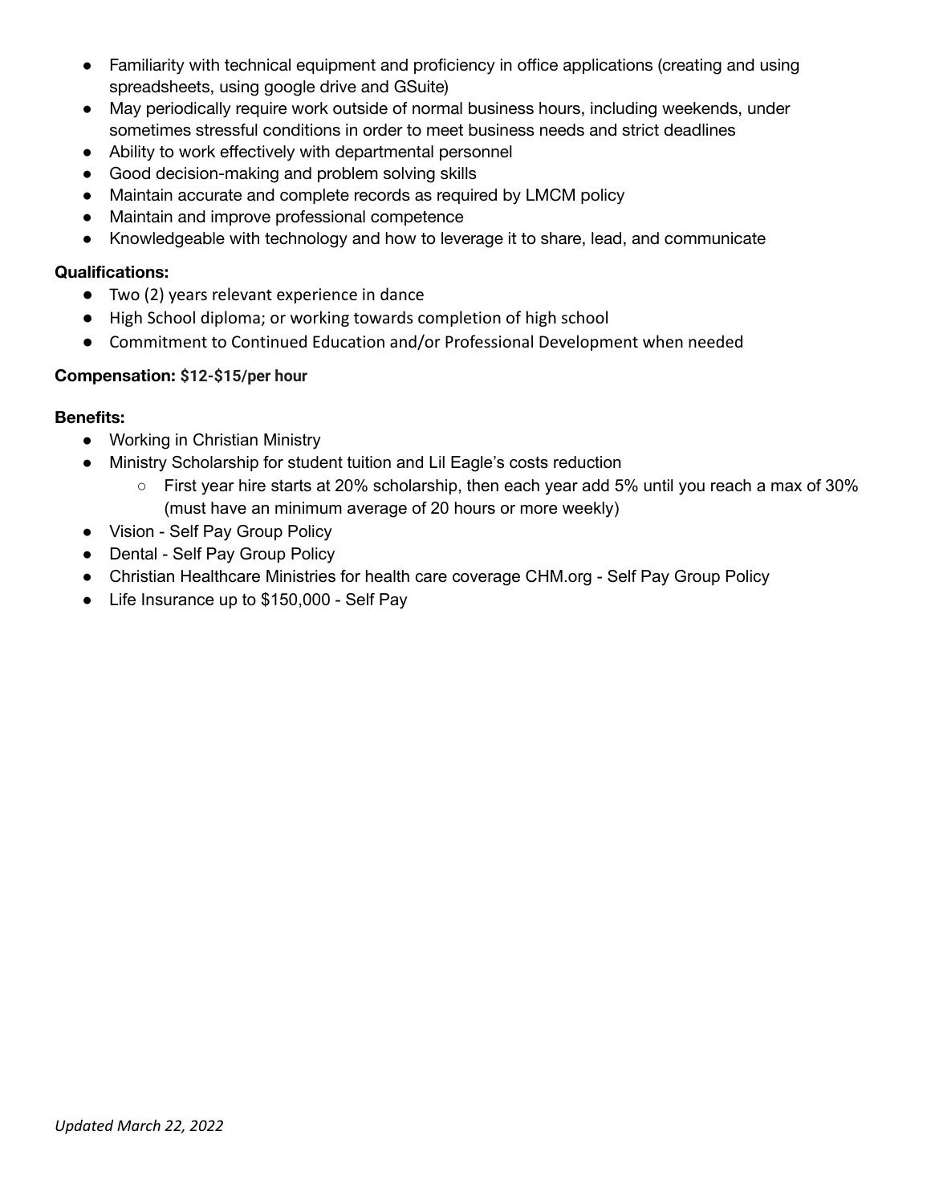- Familiarity with technical equipment and proficiency in office applications (creating and using spreadsheets, using google drive and GSuite)
- May periodically require work outside of normal business hours, including weekends, under sometimes stressful conditions in order to meet business needs and strict deadlines
- Ability to work effectively with departmental personnel
- Good decision-making and problem solving skills
- Maintain accurate and complete records as required by LMCM policy
- Maintain and improve professional competence
- Knowledgeable with technology and how to leverage it to share, lead, and communicate

**Qualifications:**

- Two (2) years relevant experience in dance
- High School diploma; or working towards completion of high school
- Commitment to Continued Education and/or Professional Development when needed

**Compensation:** **$12-$15/per hour**

**Benefits:**

- Working in Christian Ministry
- Ministry Scholarship for student tuition and Lil Eagle's costs reduction
  - First year hire starts at 20% scholarship, then each year add 5% until you reach a max of 30% (must have an minimum average of 20 hours or more weekly)
- Vision - Self Pay Group Policy
- Dental - Self Pay Group Policy
- Christian Healthcare Ministries for health care coverage CHM.org - Self Pay Group Policy
- Life Insurance up to $150,000 - Self Pay

*Updated March 22, 2022*